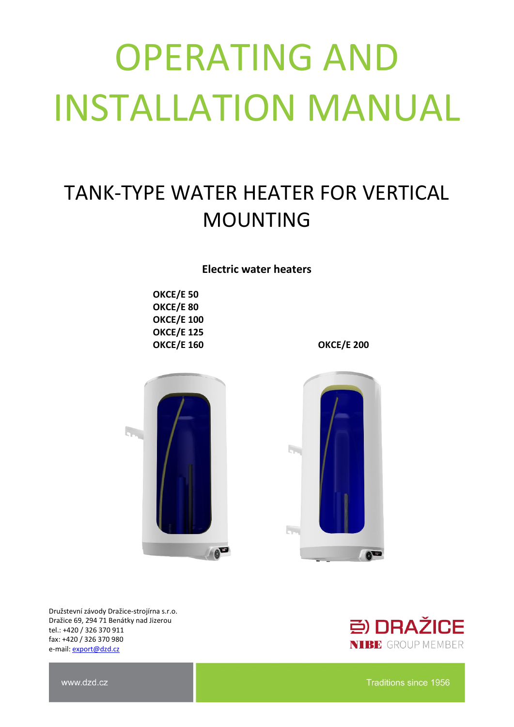# OPERATING AND INSTALLATION MANUAL

## TANK-TYPE WATER HEATER FOR VERTICAL MOUNTING

**Electric water heaters**

**OKCE/E 50**
**OKCE/E 80**
**OKCE/E 100**
**OKCE/E 125**
**OKCE/E 160**

**OKCE/E 200**

Družstevní závody Dražice-strojírna s.r.o.
Dražice 69, 294 71 Benátky nad Jizerou
tel.: +420 / 326 370 911
fax: +420 / 326 370 980
e-mail: export@dzd.cz

DRAŽICE
NIBE GROUP MEMBER

www.dzd.cz

Traditions since 1956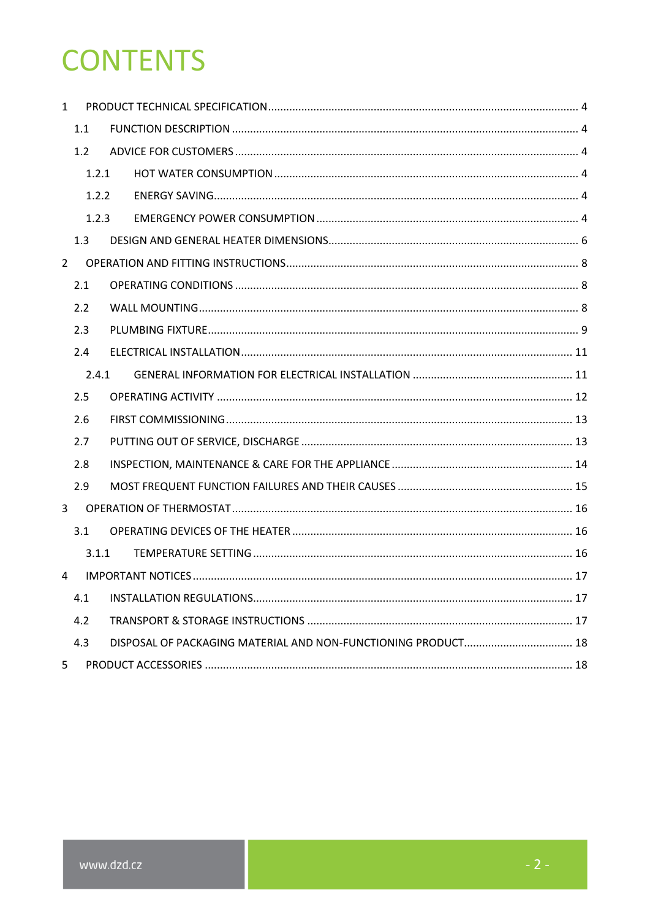# CONTENTS

1 PRODUCT TECHNICAL SPECIFICATION ..... 4
  1.1 FUNCTION DESCRIPTION ..... 4
  1.2 ADVICE FOR CUSTOMERS ..... 4
    1.2.1 HOT WATER CONSUMPTION ..... 4
    1.2.2 ENERGY SAVING ..... 4
    1.2.3 EMERGENCY POWER CONSUMPTION ..... 4
  1.3 DESIGN AND GENERAL HEATER DIMENSIONS ..... 6
2 OPERATION AND FITTING INSTRUCTIONS ..... 8
  2.1 OPERATING CONDITIONS ..... 8
  2.2 WALL MOUNTING ..... 8
  2.3 PLUMBING FIXTURE ..... 9
  2.4 ELECTRICAL INSTALLATION ..... 11
    2.4.1 GENERAL INFORMATION FOR ELECTRICAL INSTALLATION ..... 11
  2.5 OPERATING ACTIVITY ..... 12
  2.6 FIRST COMMISSIONING ..... 13
  2.7 PUTTING OUT OF SERVICE, DISCHARGE ..... 13
  2.8 INSPECTION, MAINTENANCE & CARE FOR THE APPLIANCE ..... 14
  2.9 MOST FREQUENT FUNCTION FAILURES AND THEIR CAUSES ..... 15
3 OPERATION OF THERMOSTAT ..... 16
  3.1 OPERATING DEVICES OF THE HEATER ..... 16
    3.1.1 TEMPERATURE SETTING ..... 16
4 IMPORTANT NOTICES ..... 17
  4.1 INSTALLATION REGULATIONS ..... 17
  4.2 TRANSPORT & STORAGE INSTRUCTIONS ..... 17
  4.3 DISPOSAL OF PACKAGING MATERIAL AND NON-FUNCTIONING PRODUCT ..... 18
5 PRODUCT ACCESSORIES ..... 18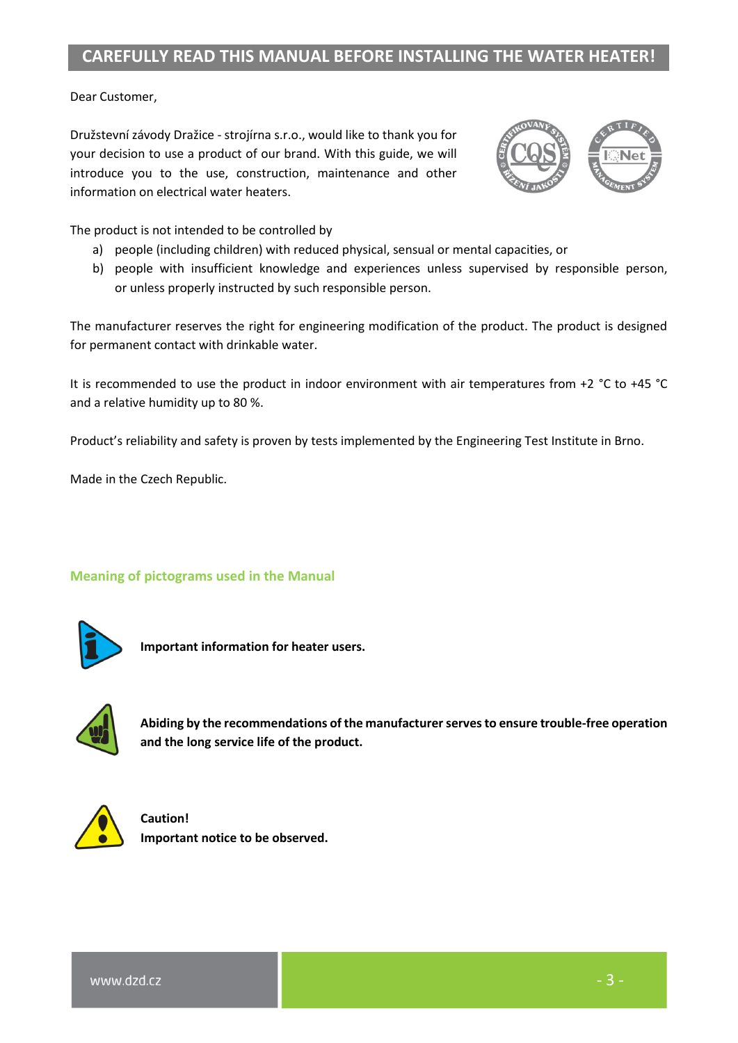# CAREFULLY READ THIS MANUAL BEFORE INSTALLING THE WATER HEATER!

Dear Customer,

Družstevní závody Dražice - strojírna s.r.o., would like to thank you for your decision to use a product of our brand. With this guide, we will introduce you to the use, construction, maintenance and other information on electrical water heaters.

The product is not intended to be controlled by

a) people (including children) with reduced physical, sensual or mental capacities, or
b) people with insufficient knowledge and experiences unless supervised by responsible person, or unless properly instructed by such responsible person.

The manufacturer reserves the right for engineering modification of the product. The product is designed for permanent contact with drinkable water.

It is recommended to use the product in indoor environment with air temperatures from +2 °C to +45 °C and a relative humidity up to 80 %.

Product's reliability and safety is proven by tests implemented by the Engineering Test Institute in Brno.

Made in the Czech Republic.

## Meaning of pictograms used in the Manual

**Important information for heater users.**

**Abiding by the recommendations of the manufacturer serves to ensure trouble-free operation and the long service life of the product.**

**Caution!**
**Important notice to be observed.**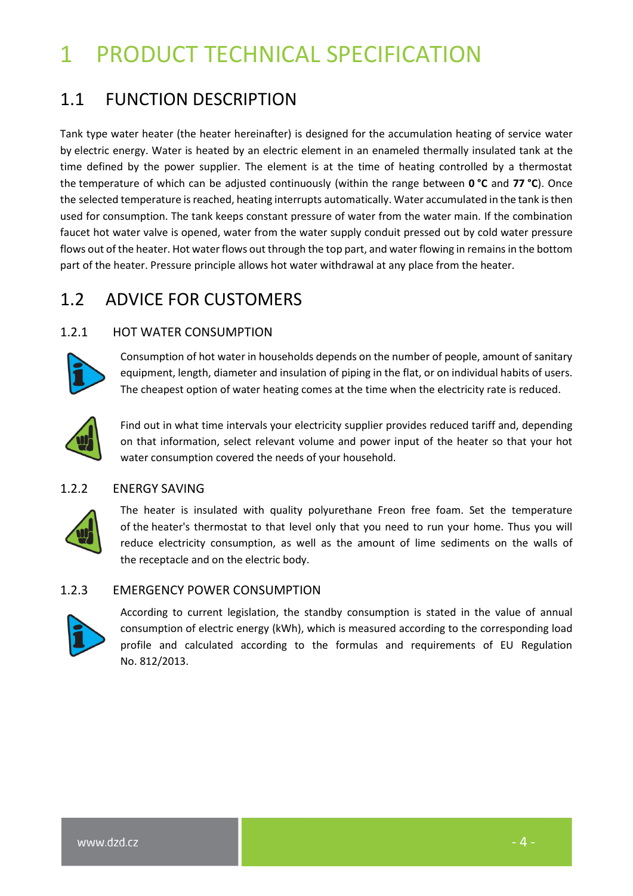# 1 PRODUCT TECHNICAL SPECIFICATION

## 1.1 FUNCTION DESCRIPTION

Tank type water heater (the heater hereinafter) is designed for the accumulation heating of service water by electric energy. Water is heated by an electric element in an enameled thermally insulated tank at the time defined by the power supplier. The element is at the time of heating controlled by a thermostat the temperature of which can be adjusted continuously (within the range between **0 °C** and **77 °C**). Once the selected temperature is reached, heating interrupts automatically. Water accumulated in the tank is then used for consumption. The tank keeps constant pressure of water from the water main. If the combination faucet hot water valve is opened, water from the water supply conduit pressed out by cold water pressure flows out of the heater. Hot water flows out through the top part, and water flowing in remains in the bottom part of the heater. Pressure principle allows hot water withdrawal at any place from the heater.

## 1.2 ADVICE FOR CUSTOMERS

### 1.2.1 HOT WATER CONSUMPTION

Consumption of hot water in households depends on the number of people, amount of sanitary equipment, length, diameter and insulation of piping in the flat, or on individual habits of users. The cheapest option of water heating comes at the time when the electricity rate is reduced.

Find out in what time intervals your electricity supplier provides reduced tariff and, depending on that information, select relevant volume and power input of the heater so that your hot water consumption covered the needs of your household.

### 1.2.2 ENERGY SAVING

The heater is insulated with quality polyurethane Freon free foam. Set the temperature of the heater's thermostat to that level only that you need to run your home. Thus you will reduce electricity consumption, as well as the amount of lime sediments on the walls of the receptacle and on the electric body.

### 1.2.3 EMERGENCY POWER CONSUMPTION

According to current legislation, the standby consumption is stated in the value of annual consumption of electric energy (kWh), which is measured according to the corresponding load profile and calculated according to the formulas and requirements of EU Regulation No. 812/2013.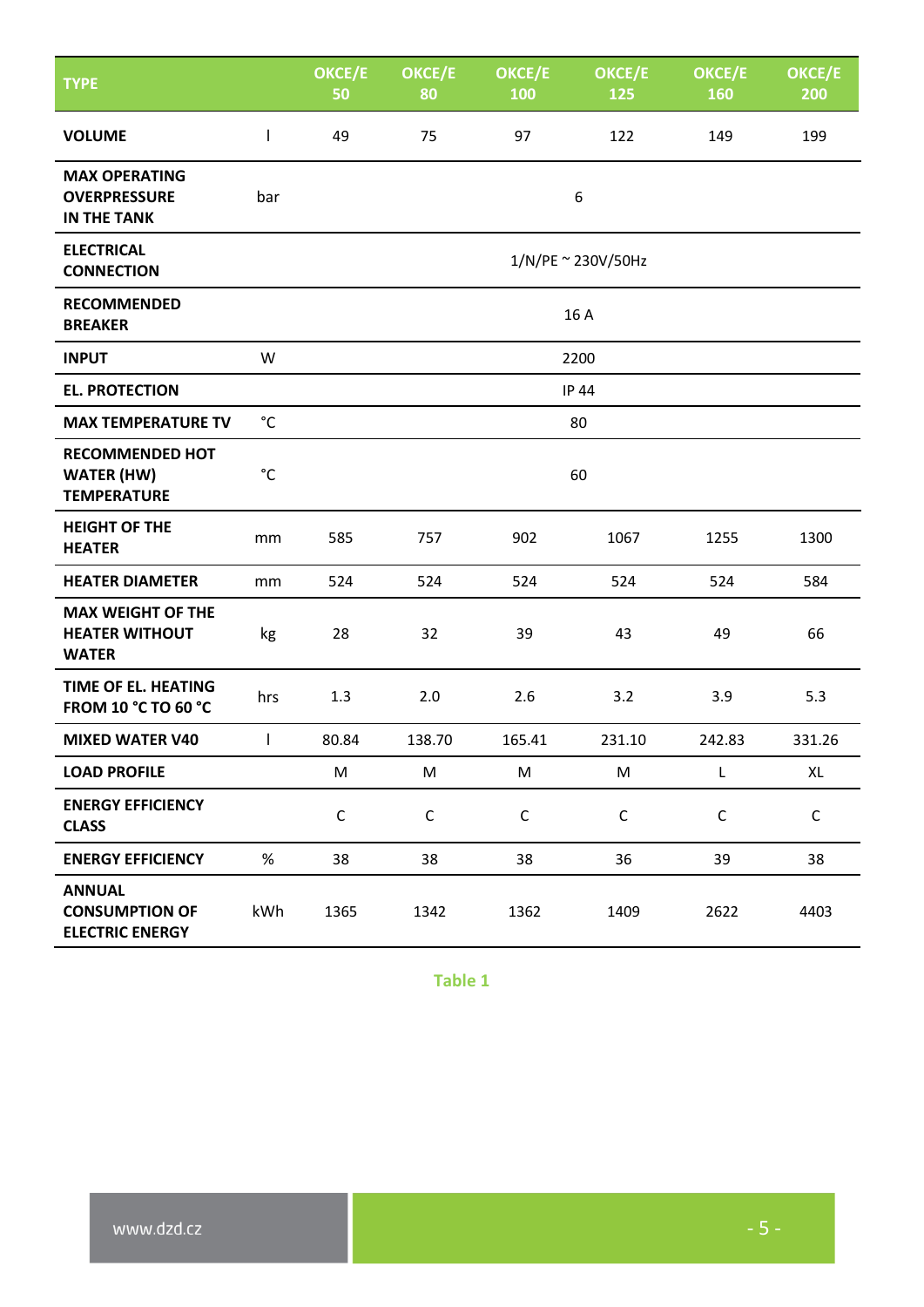| TYPE | | OKCE/E 50 | OKCE/E 80 | OKCE/E 100 | OKCE/E 125 | OKCE/E 160 | OKCE/E 200 |
|---|---|---|---|---|---|---|---|
| **VOLUME** | l | 49 | 75 | 97 | 122 | 149 | 199 |
| **MAX OPERATING OVERPRESSURE IN THE TANK** | bar | 6 | | | | | |
| **ELECTRICAL CONNECTION** | | 1/N/PE ~ 230V/50Hz | | | | | |
| **RECOMMENDED BREAKER** | | 16 A | | | | | |
| **INPUT** | W | 2200 | | | | | |
| **EL. PROTECTION** | | IP 44 | | | | | |
| **MAX TEMPERATURE TV** | °C | 80 | | | | | |
| **RECOMMENDED HOT WATER (HW) TEMPERATURE** | °C | 60 | | | | | |
| **HEIGHT OF THE HEATER** | mm | 585 | 757 | 902 | 1067 | 1255 | 1300 |
| **HEATER DIAMETER** | mm | 524 | 524 | 524 | 524 | 524 | 584 |
| **MAX WEIGHT OF THE HEATER WITHOUT WATER** | kg | 28 | 32 | 39 | 43 | 49 | 66 |
| **TIME OF EL. HEATING FROM 10 °C TO 60 °C** | hrs | 1.3 | 2.0 | 2.6 | 3.2 | 3.9 | 5.3 |
| **MIXED WATER V40** | l | 80.84 | 138.70 | 165.41 | 231.10 | 242.83 | 331.26 |
| **LOAD PROFILE** | | M | M | M | M | L | XL |
| **ENERGY EFFICIENCY CLASS** | | C | C | C | C | C | C |
| **ENERGY EFFICIENCY** | % | 38 | 38 | 38 | 36 | 39 | 38 |
| **ANNUAL CONSUMPTION OF ELECTRIC ENERGY** | kWh | 1365 | 1342 | 1362 | 1409 | 2622 | 4403 |

Table 1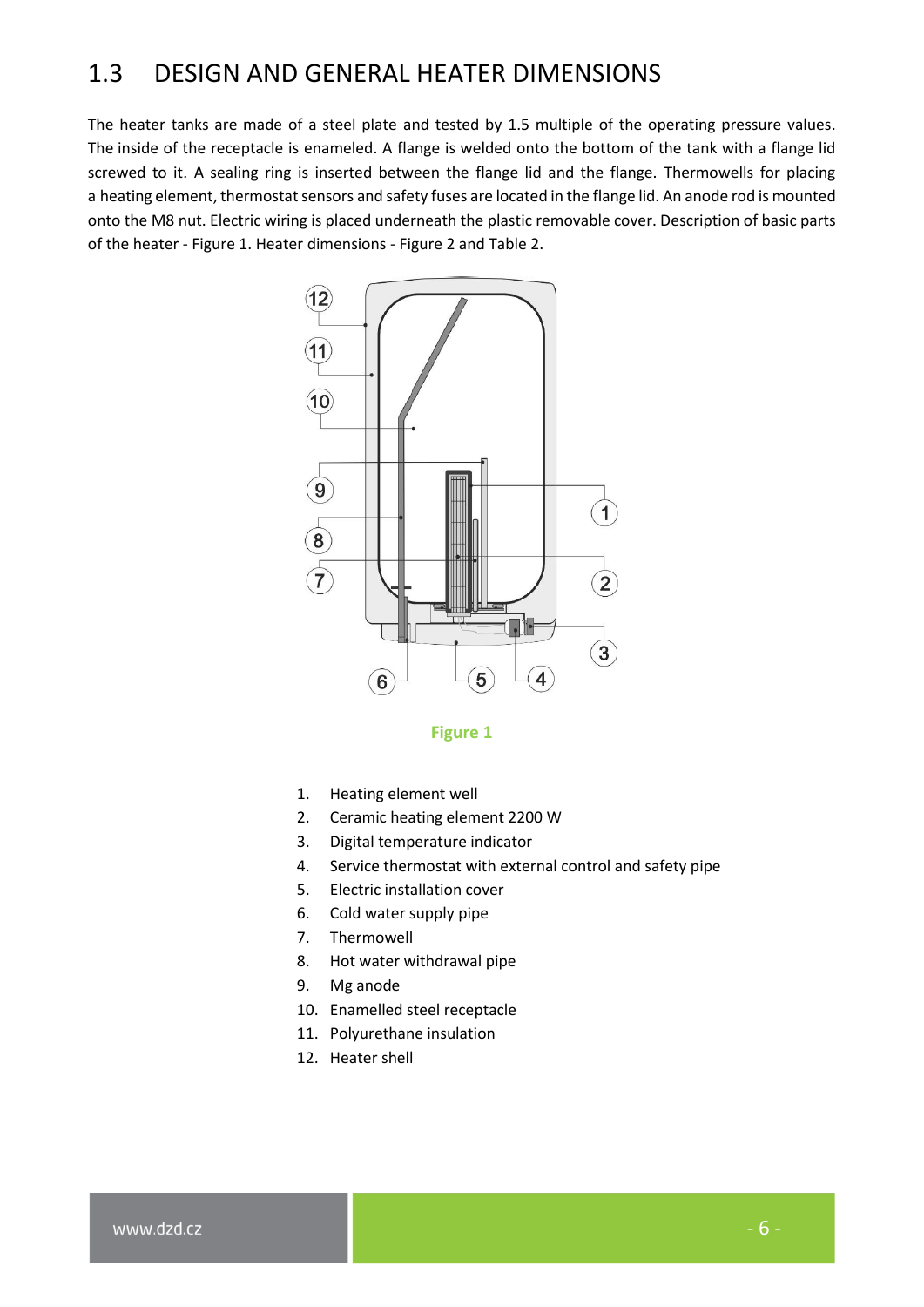## 1.3 DESIGN AND GENERAL HEATER DIMENSIONS

The heater tanks are made of a steel plate and tested by 1.5 multiple of the operating pressure values. The inside of the receptacle is enameled. A flange is welded onto the bottom of the tank with a flange lid screwed to it. A sealing ring is inserted between the flange lid and the flange. Thermowells for placing a heating element, thermostat sensors and safety fuses are located in the flange lid. An anode rod is mounted onto the M8 nut. Electric wiring is placed underneath the plastic removable cover. Description of basic parts of the heater - Figure 1. Heater dimensions - Figure 2 and Table 2.

Figure 1

1. Heating element well
2. Ceramic heating element 2200 W
3. Digital temperature indicator
4. Service thermostat with external control and safety pipe
5. Electric installation cover
6. Cold water supply pipe
7. Thermowell
8. Hot water withdrawal pipe
9. Mg anode
10. Enamelled steel receptacle
11. Polyurethane insulation
12. Heater shell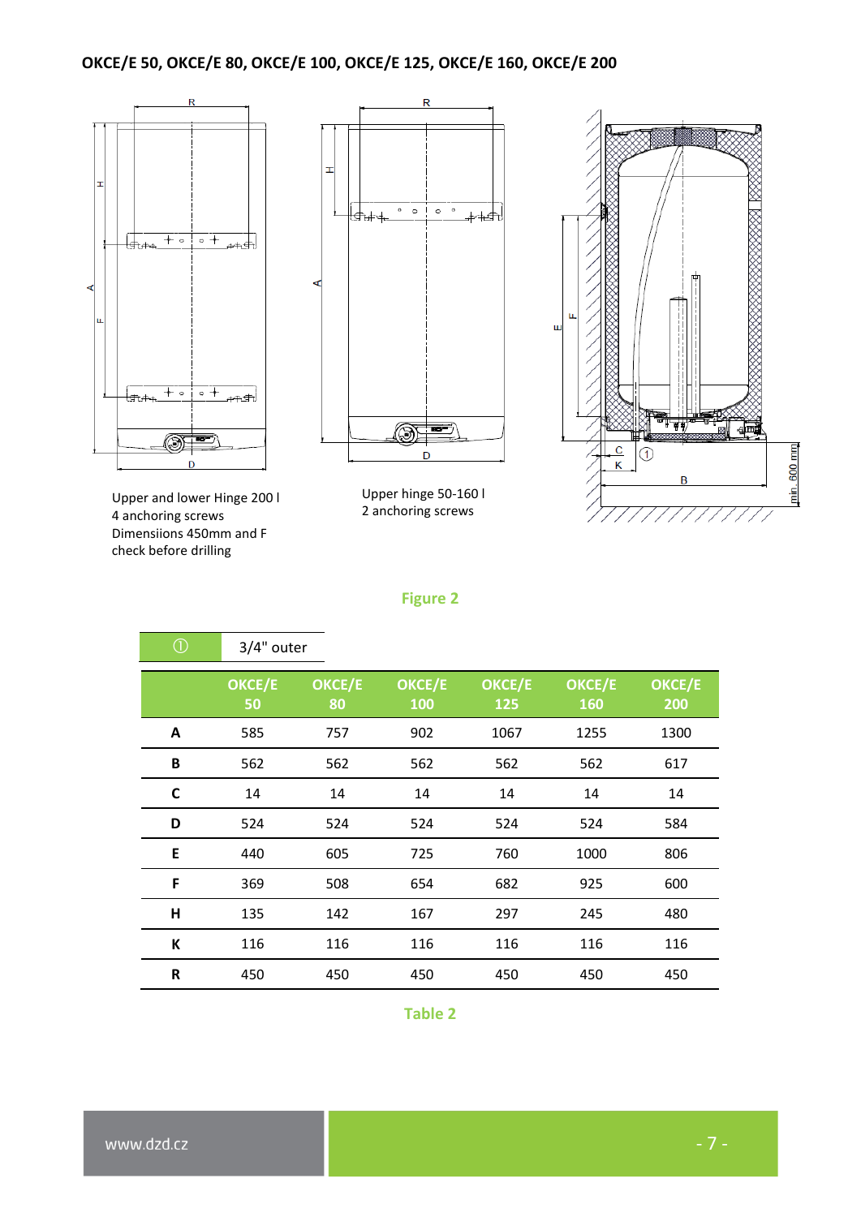## OKCE/E 50, OKCE/E 80, OKCE/E 100, OKCE/E 125, OKCE/E 160, OKCE/E 200

Upper and lower Hinge 200 l
4 anchoring screws
Dimensiions 450mm and F
check before drilling

Upper hinge 50-160 l
2 anchoring screws

**Figure 2**

| ① | 3/4" outer |
|---|---|

| | OKCE/E 50 | OKCE/E 80 | OKCE/E 100 | OKCE/E 125 | OKCE/E 160 | OKCE/E 200 |
|---|---|---|---|---|---|---|
| **A** | 585 | 757 | 902 | 1067 | 1255 | 1300 |
| **B** | 562 | 562 | 562 | 562 | 562 | 617 |
| **C** | 14 | 14 | 14 | 14 | 14 | 14 |
| **D** | 524 | 524 | 524 | 524 | 524 | 584 |
| **E** | 440 | 605 | 725 | 760 | 1000 | 806 |
| **F** | 369 | 508 | 654 | 682 | 925 | 600 |
| **H** | 135 | 142 | 167 | 297 | 245 | 480 |
| **K** | 116 | 116 | 116 | 116 | 116 | 116 |
| **R** | 450 | 450 | 450 | 450 | 450 | 450 |

**Table 2**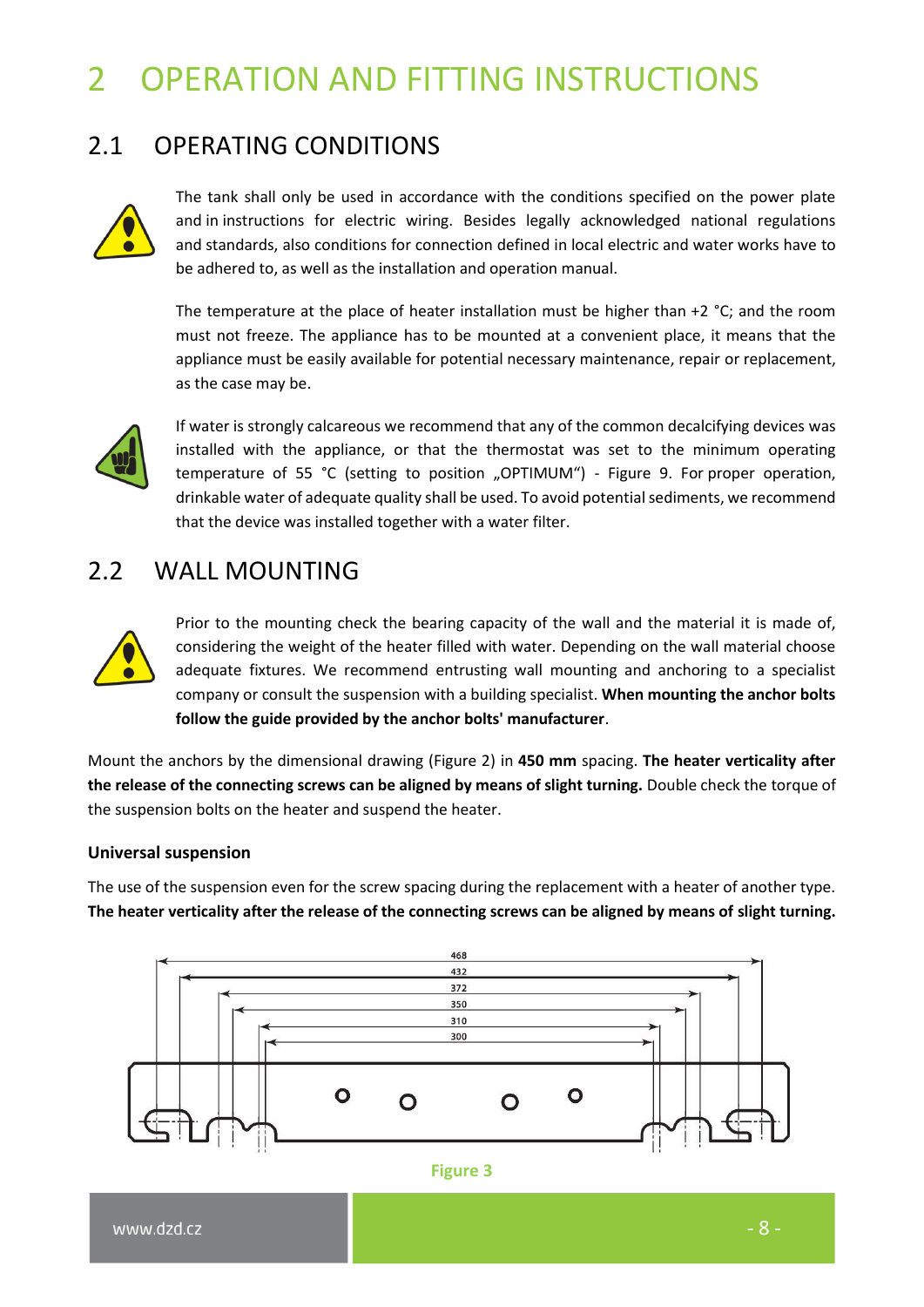# 2 OPERATION AND FITTING INSTRUCTIONS

## 2.1 OPERATING CONDITIONS

The tank shall only be used in accordance with the conditions specified on the power plate and in instructions for electric wiring. Besides legally acknowledged national regulations and standards, also conditions for connection defined in local electric and water works have to be adhered to, as well as the installation and operation manual.

The temperature at the place of heater installation must be higher than +2 °C; and the room must not freeze. The appliance has to be mounted at a convenient place, it means that the appliance must be easily available for potential necessary maintenance, repair or replacement, as the case may be.

If water is strongly calcareous we recommend that any of the common decalcifying devices was installed with the appliance, or that the thermostat was set to the minimum operating temperature of 55 °C (setting to position „OPTIMUM“) - Figure 9. For proper operation, drinkable water of adequate quality shall be used. To avoid potential sediments, we recommend that the device was installed together with a water filter.

## 2.2 WALL MOUNTING

Prior to the mounting check the bearing capacity of the wall and the material it is made of, considering the weight of the heater filled with water. Depending on the wall material choose adequate fixtures. We recommend entrusting wall mounting and anchoring to a specialist company or consult the suspension with a building specialist. **When mounting the anchor bolts follow the guide provided by the anchor bolts' manufacturer**.

Mount the anchors by the dimensional drawing (Figure 2) in **450 mm** spacing. **The heater verticality after the release of the connecting screws can be aligned by means of slight turning.** Double check the torque of the suspension bolts on the heater and suspend the heater.

### Universal suspension

The use of the suspension even for the screw spacing during the replacement with a heater of another type. **The heater verticality after the release of the connecting screws can be aligned by means of slight turning.**

468
432
372
350
310
300

Figure 3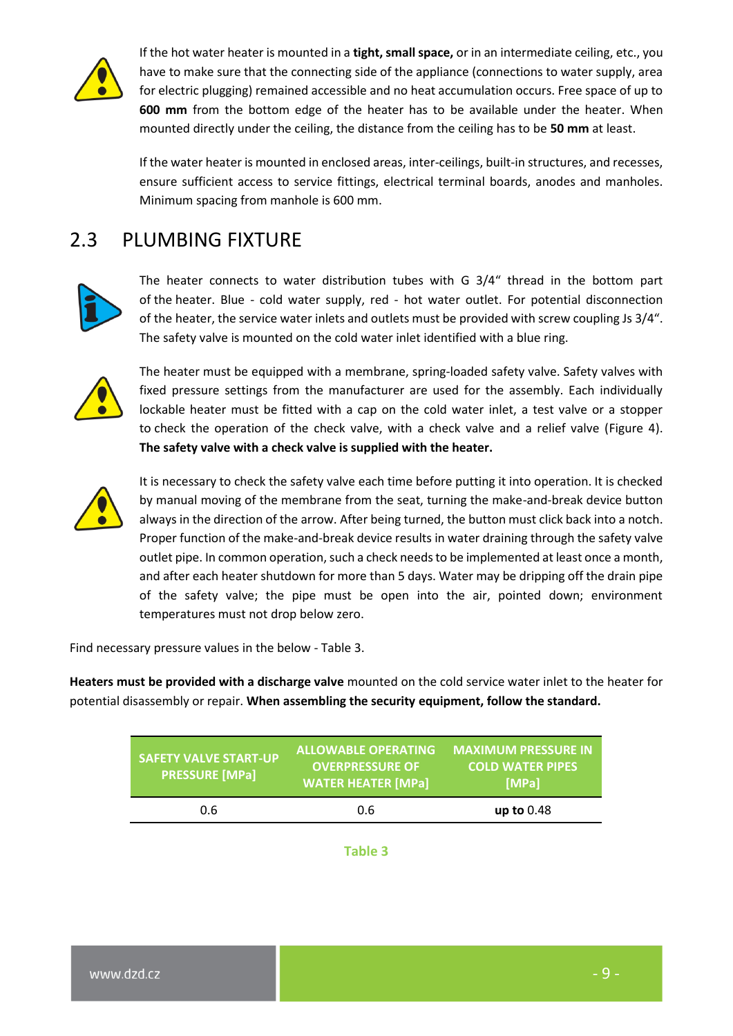If the hot water heater is mounted in a **tight, small space,** or in an intermediate ceiling, etc., you have to make sure that the connecting side of the appliance (connections to water supply, area for electric plugging) remained accessible and no heat accumulation occurs. Free space of up to **600 mm** from the bottom edge of the heater has to be available under the heater. When mounted directly under the ceiling, the distance from the ceiling has to be **50 mm** at least.

If the water heater is mounted in enclosed areas, inter-ceilings, built-in structures, and recesses, ensure sufficient access to service fittings, electrical terminal boards, anodes and manholes. Minimum spacing from manhole is 600 mm.

## 2.3 PLUMBING FIXTURE

The heater connects to water distribution tubes with G 3/4" thread in the bottom part of the heater. Blue - cold water supply, red - hot water outlet. For potential disconnection of the heater, the service water inlets and outlets must be provided with screw coupling Js 3/4". The safety valve is mounted on the cold water inlet identified with a blue ring.

The heater must be equipped with a membrane, spring-loaded safety valve. Safety valves with fixed pressure settings from the manufacturer are used for the assembly. Each individually lockable heater must be fitted with a cap on the cold water inlet, a test valve or a stopper to check the operation of the check valve, with a check valve and a relief valve (Figure 4). **The safety valve with a check valve is supplied with the heater.**

It is necessary to check the safety valve each time before putting it into operation. It is checked by manual moving of the membrane from the seat, turning the make-and-break device button always in the direction of the arrow. After being turned, the button must click back into a notch. Proper function of the make-and-break device results in water draining through the safety valve outlet pipe. In common operation, such a check needs to be implemented at least once a month, and after each heater shutdown for more than 5 days. Water may be dripping off the drain pipe of the safety valve; the pipe must be open into the air, pointed down; environment temperatures must not drop below zero.

Find necessary pressure values in the below - Table 3.

**Heaters must be provided with a discharge valve** mounted on the cold service water inlet to the heater for potential disassembly or repair. **When assembling the security equipment, follow the standard.**

| SAFETY VALVE START-UP PRESSURE [MPa] | ALLOWABLE OPERATING OVERPRESSURE OF WATER HEATER [MPa] | MAXIMUM PRESSURE IN COLD WATER PIPES [MPa] |
|---|---|---|
| 0.6 | 0.6 | **up to** 0.48 |

Table 3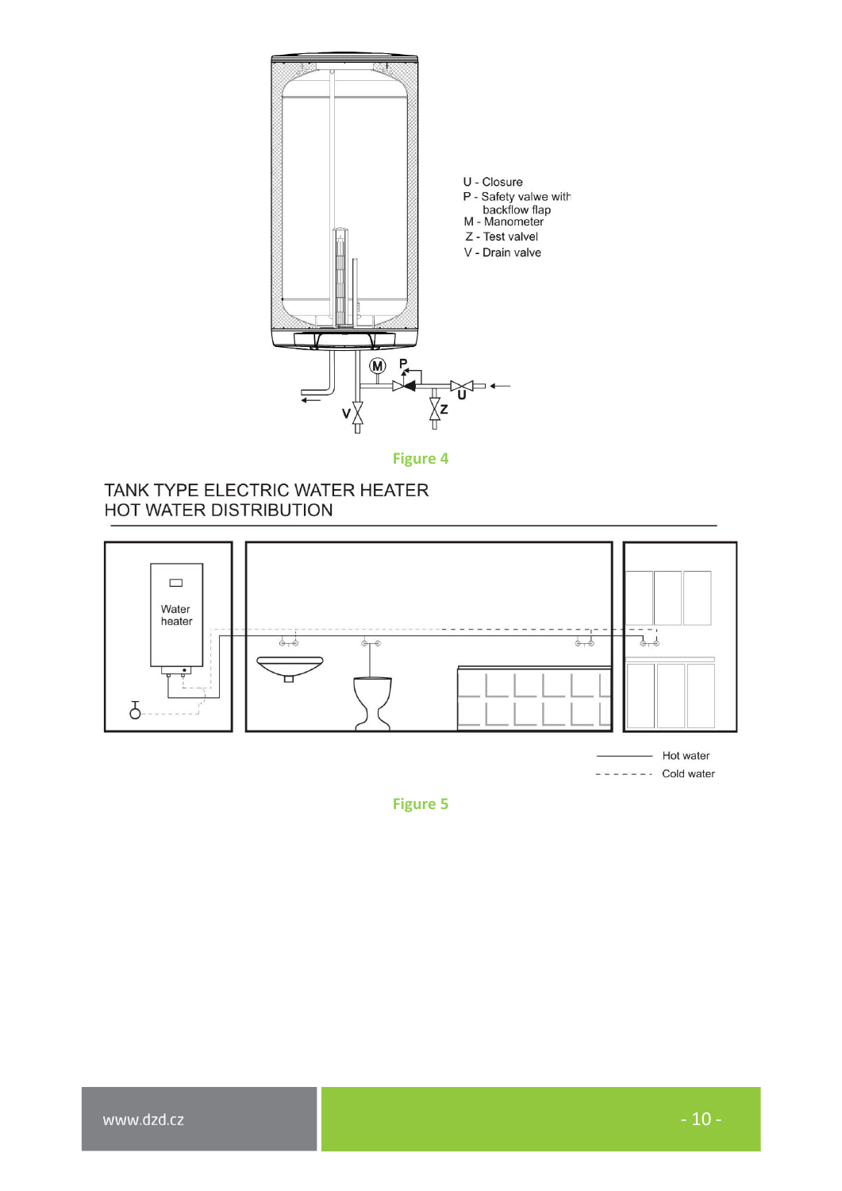U - Closure
P - Safety valwe with backflow flap
M - Manometer
Z - Test valvel
V - Drain valve

Figure 4

TANK TYPE ELECTRIC WATER HEATER
HOT WATER DISTRIBUTION

Water heater

Hot water
Cold water

Figure 5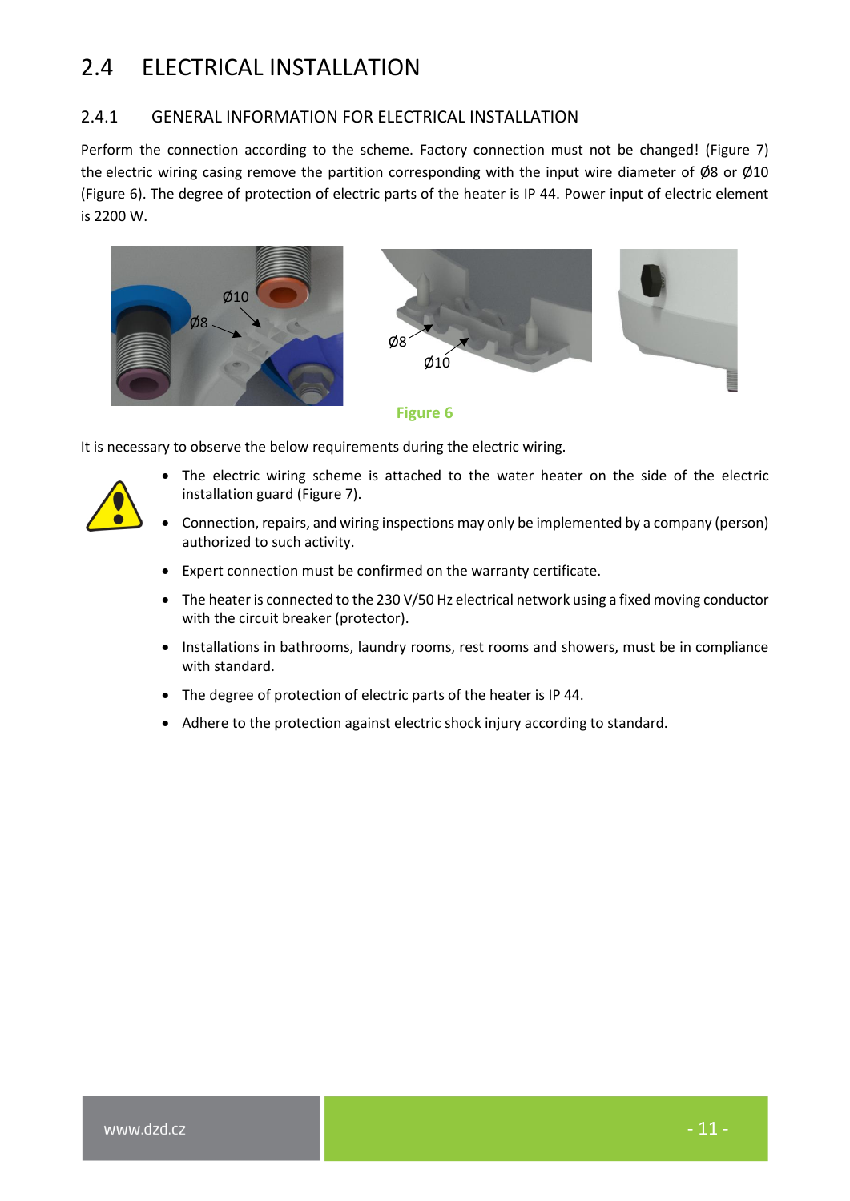## 2.4 ELECTRICAL INSTALLATION

### 2.4.1 GENERAL INFORMATION FOR ELECTRICAL INSTALLATION

Perform the connection according to the scheme. Factory connection must not be changed! (Figure 7) the electric wiring casing remove the partition corresponding with the input wire diameter of Ø8 or Ø10 (Figure 6). The degree of protection of electric parts of the heater is IP 44. Power input of electric element is 2200 W.

**Figure 6**

It is necessary to observe the below requirements during the electric wiring.

- The electric wiring scheme is attached to the water heater on the side of the electric installation guard (Figure 7).
- Connection, repairs, and wiring inspections may only be implemented by a company (person) authorized to such activity.
- Expert connection must be confirmed on the warranty certificate.
- The heater is connected to the 230 V/50 Hz electrical network using a fixed moving conductor with the circuit breaker (protector).
- Installations in bathrooms, laundry rooms, rest rooms and showers, must be in compliance with standard.
- The degree of protection of electric parts of the heater is IP 44.
- Adhere to the protection against electric shock injury according to standard.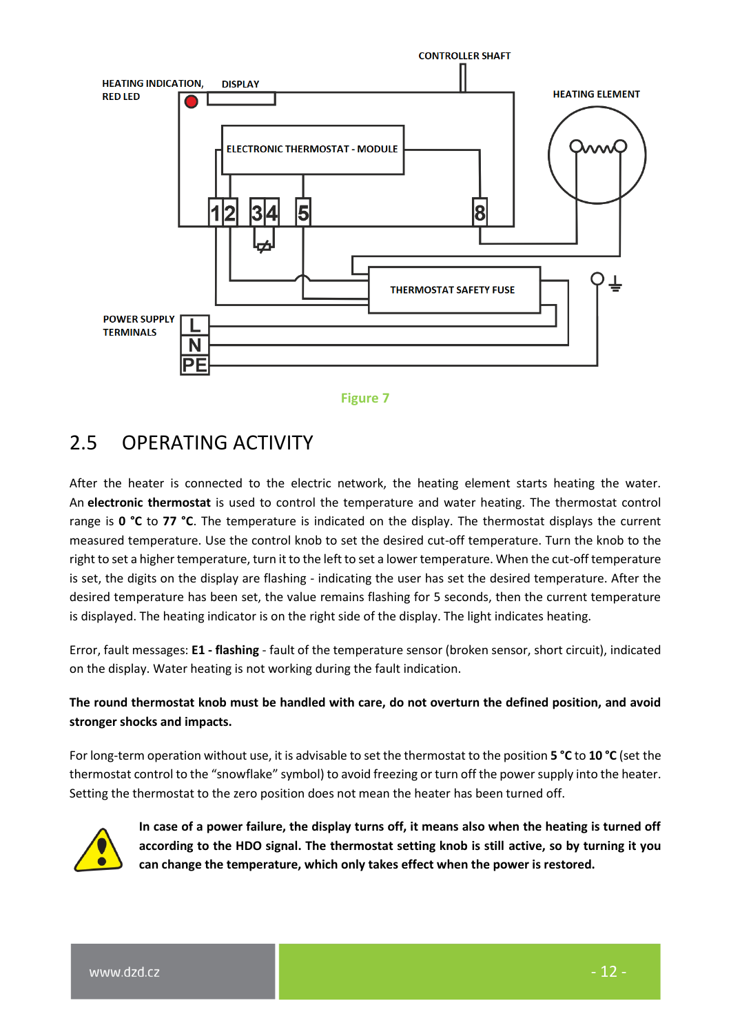HEATING INDICATION, RED LED

DISPLAY

CONTROLLER SHAFT

HEATING ELEMENT

ELECTRONIC THERMOSTAT - MODULE

THERMOSTAT SAFETY FUSE

POWER SUPPLY TERMINALS

Figure 7

## 2.5 OPERATING ACTIVITY

After the heater is connected to the electric network, the heating element starts heating the water. An **electronic thermostat** is used to control the temperature and water heating. The thermostat control range is **0 °C** to **77 °C**. The temperature is indicated on the display. The thermostat displays the current measured temperature. Use the control knob to set the desired cut-off temperature. Turn the knob to the right to set a higher temperature, turn it to the left to set a lower temperature. When the cut-off temperature is set, the digits on the display are flashing - indicating the user has set the desired temperature. After the desired temperature has been set, the value remains flashing for 5 seconds, then the current temperature is displayed. The heating indicator is on the right side of the display. The light indicates heating.

Error, fault messages: **E1 - flashing** - fault of the temperature sensor (broken sensor, short circuit), indicated on the display. Water heating is not working during the fault indication.

**The round thermostat knob must be handled with care, do not overturn the defined position, and avoid stronger shocks and impacts.**

For long-term operation without use, it is advisable to set the thermostat to the position **5 °C** to **10 °C** (set the thermostat control to the "snowflake" symbol) to avoid freezing or turn off the power supply into the heater. Setting the thermostat to the zero position does not mean the heater has been turned off.

**In case of a power failure, the display turns off, it means also when the heating is turned off according to the HDO signal. The thermostat setting knob is still active, so by turning it you can change the temperature, which only takes effect when the power is restored.**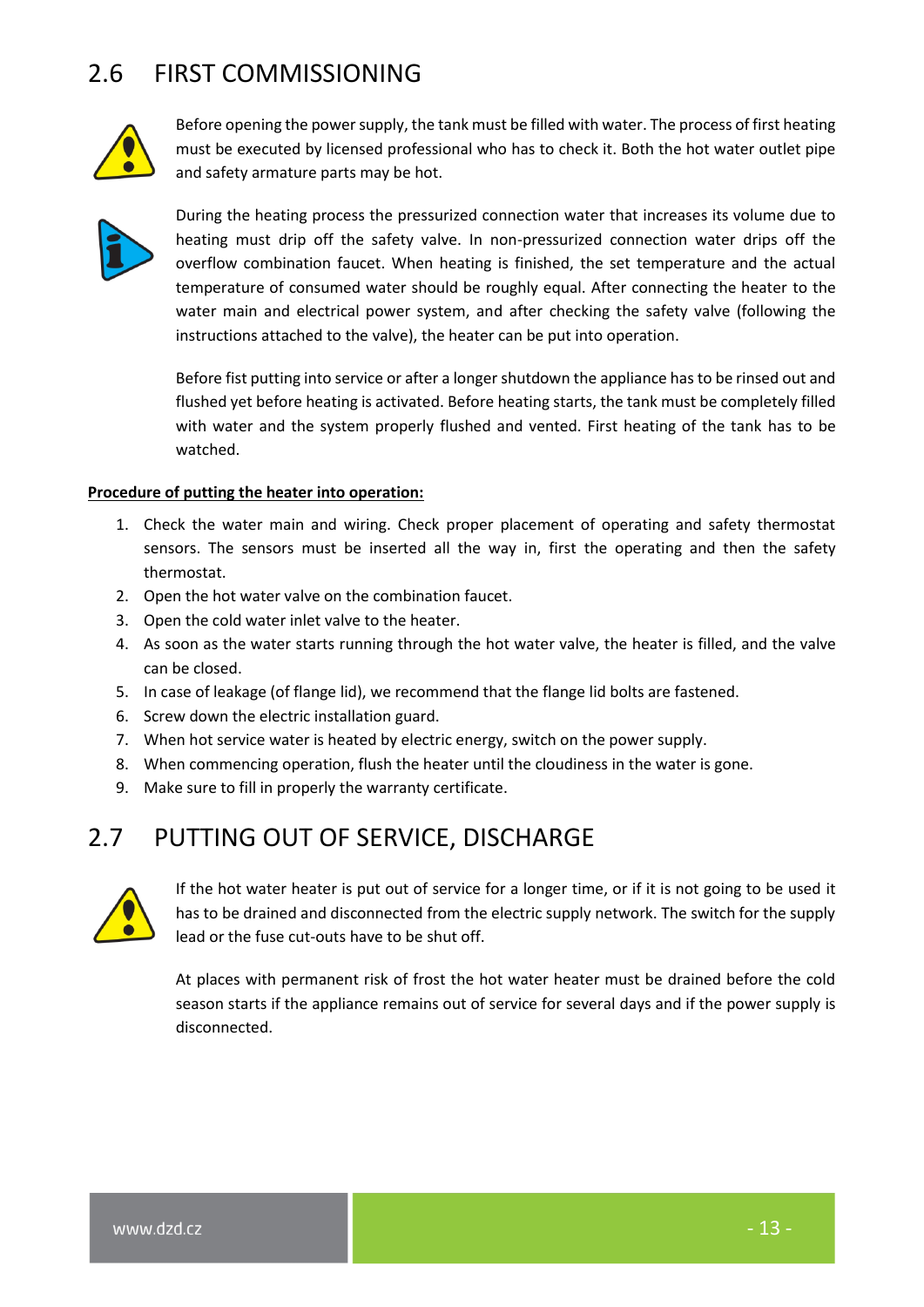## 2.6 FIRST COMMISSIONING

Before opening the power supply, the tank must be filled with water. The process of first heating must be executed by licensed professional who has to check it. Both the hot water outlet pipe and safety armature parts may be hot.

During the heating process the pressurized connection water that increases its volume due to heating must drip off the safety valve. In non-pressurized connection water drips off the overflow combination faucet. When heating is finished, the set temperature and the actual temperature of consumed water should be roughly equal. After connecting the heater to the water main and electrical power system, and after checking the safety valve (following the instructions attached to the valve), the heater can be put into operation.

Before fist putting into service or after a longer shutdown the appliance has to be rinsed out and flushed yet before heating is activated. Before heating starts, the tank must be completely filled with water and the system properly flushed and vented. First heating of the tank has to be watched.

**Procedure of putting the heater into operation:**

1. Check the water main and wiring. Check proper placement of operating and safety thermostat sensors. The sensors must be inserted all the way in, first the operating and then the safety thermostat.
2. Open the hot water valve on the combination faucet.
3. Open the cold water inlet valve to the heater.
4. As soon as the water starts running through the hot water valve, the heater is filled, and the valve can be closed.
5. In case of leakage (of flange lid), we recommend that the flange lid bolts are fastened.
6. Screw down the electric installation guard.
7. When hot service water is heated by electric energy, switch on the power supply.
8. When commencing operation, flush the heater until the cloudiness in the water is gone.
9. Make sure to fill in properly the warranty certificate.

## 2.7 PUTTING OUT OF SERVICE, DISCHARGE

If the hot water heater is put out of service for a longer time, or if it is not going to be used it has to be drained and disconnected from the electric supply network. The switch for the supply lead or the fuse cut-outs have to be shut off.

At places with permanent risk of frost the hot water heater must be drained before the cold season starts if the appliance remains out of service for several days and if the power supply is disconnected.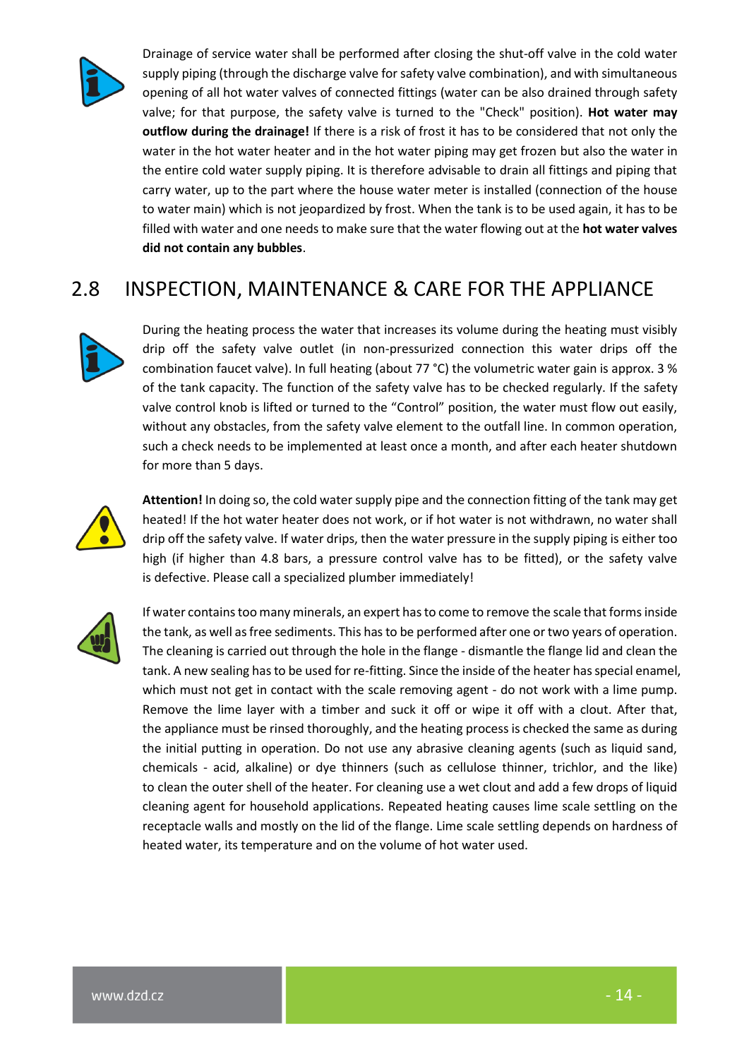Drainage of service water shall be performed after closing the shut-off valve in the cold water supply piping (through the discharge valve for safety valve combination), and with simultaneous opening of all hot water valves of connected fittings (water can be also drained through safety valve; for that purpose, the safety valve is turned to the "Check" position). **Hot water may outflow during the drainage!** If there is a risk of frost it has to be considered that not only the water in the hot water heater and in the hot water piping may get frozen but also the water in the entire cold water supply piping. It is therefore advisable to drain all fittings and piping that carry water, up to the part where the house water meter is installed (connection of the house to water main) which is not jeopardized by frost. When the tank is to be used again, it has to be filled with water and one needs to make sure that the water flowing out at the **hot water valves did not contain any bubbles**.

## 2.8 INSPECTION, MAINTENANCE & CARE FOR THE APPLIANCE

During the heating process the water that increases its volume during the heating must visibly drip off the safety valve outlet (in non-pressurized connection this water drips off the combination faucet valve). In full heating (about 77 °C) the volumetric water gain is approx. 3 % of the tank capacity. The function of the safety valve has to be checked regularly. If the safety valve control knob is lifted or turned to the "Control" position, the water must flow out easily, without any obstacles, from the safety valve element to the outfall line. In common operation, such a check needs to be implemented at least once a month, and after each heater shutdown for more than 5 days.

**Attention!** In doing so, the cold water supply pipe and the connection fitting of the tank may get heated! If the hot water heater does not work, or if hot water is not withdrawn, no water shall drip off the safety valve. If water drips, then the water pressure in the supply piping is either too high (if higher than 4.8 bars, a pressure control valve has to be fitted), or the safety valve is defective. Please call a specialized plumber immediately!

If water contains too many minerals, an expert has to come to remove the scale that forms inside the tank, as well as free sediments. This has to be performed after one or two years of operation. The cleaning is carried out through the hole in the flange - dismantle the flange lid and clean the tank. A new sealing has to be used for re-fitting. Since the inside of the heater has special enamel, which must not get in contact with the scale removing agent - do not work with a lime pump. Remove the lime layer with a timber and suck it off or wipe it off with a clout. After that, the appliance must be rinsed thoroughly, and the heating process is checked the same as during the initial putting in operation. Do not use any abrasive cleaning agents (such as liquid sand, chemicals - acid, alkaline) or dye thinners (such as cellulose thinner, trichlor, and the like) to clean the outer shell of the heater. For cleaning use a wet clout and add a few drops of liquid cleaning agent for household applications. Repeated heating causes lime scale settling on the receptacle walls and mostly on the lid of the flange. Lime scale settling depends on hardness of heated water, its temperature and on the volume of hot water used.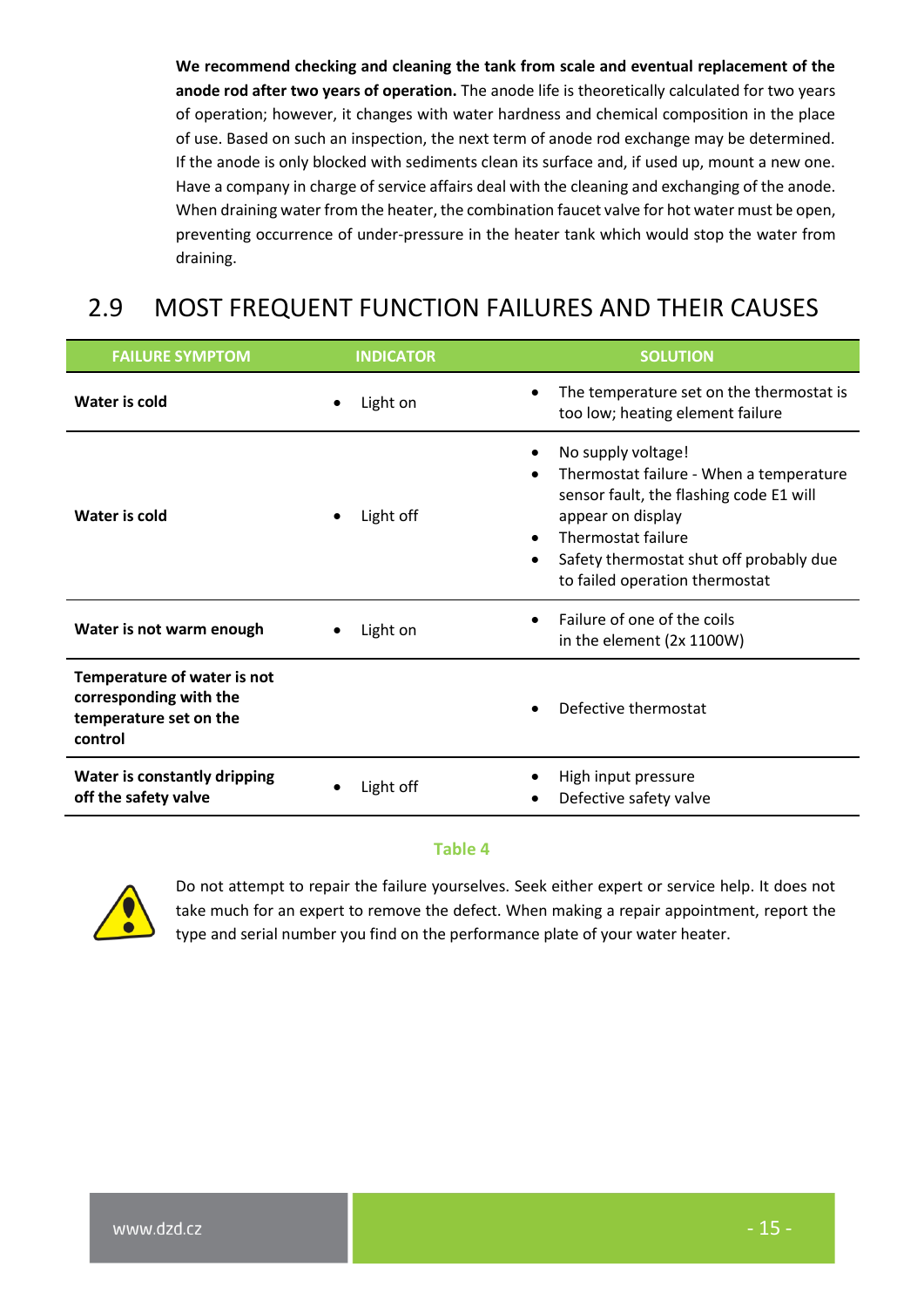**We recommend checking and cleaning the tank from scale and eventual replacement of the anode rod after two years of operation.** The anode life is theoretically calculated for two years of operation; however, it changes with water hardness and chemical composition in the place of use. Based on such an inspection, the next term of anode rod exchange may be determined. If the anode is only blocked with sediments clean its surface and, if used up, mount a new one. Have a company in charge of service affairs deal with the cleaning and exchanging of the anode. When draining water from the heater, the combination faucet valve for hot water must be open, preventing occurrence of under-pressure in the heater tank which would stop the water from draining.

## 2.9 MOST FREQUENT FUNCTION FAILURES AND THEIR CAUSES

| FAILURE SYMPTOM | INDICATOR | SOLUTION |
|---|---|---|
| **Water is cold** | • Light on | • The temperature set on the thermostat is too low; heating element failure |
| **Water is cold** | • Light off | • No supply voltage!<br>• Thermostat failure - When a temperature sensor fault, the flashing code E1 will appear on display<br>• Thermostat failure<br>• Safety thermostat shut off probably due to failed operation thermostat |
| **Water is not warm enough** | • Light on | • Failure of one of the coils in the element (2x 1100W) |
| **Temperature of water is not corresponding with the temperature set on the control** | | • Defective thermostat |
| **Water is constantly dripping off the safety valve** | • Light off | • High input pressure<br>• Defective safety valve |

Table 4

Do not attempt to repair the failure yourselves. Seek either expert or service help. It does not take much for an expert to remove the defect. When making a repair appointment, report the type and serial number you find on the performance plate of your water heater.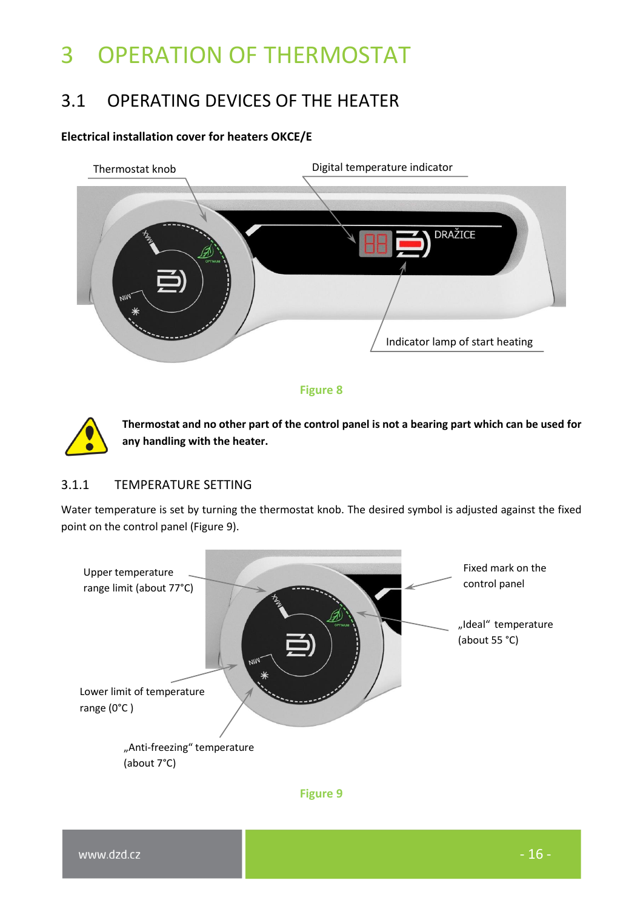# 3 OPERATION OF THERMOSTAT

## 3.1 OPERATING DEVICES OF THE HEATER

**Electrical installation cover for heaters OKCE/E**

Thermostat knob

Digital temperature indicator

Indicator lamp of start heating

Figure 8

**Thermostat and no other part of the control panel is not a bearing part which can be used for any handling with the heater.**

### 3.1.1 TEMPERATURE SETTING

Water temperature is set by turning the thermostat knob. The desired symbol is adjusted against the fixed point on the control panel (Figure 9).

Upper temperature range limit (about 77°C)

Fixed mark on the control panel

„Ideal“ temperature (about 55 °C)

Lower limit of temperature range (0°C )

„Anti-freezing“ temperature (about 7°C)

Figure 9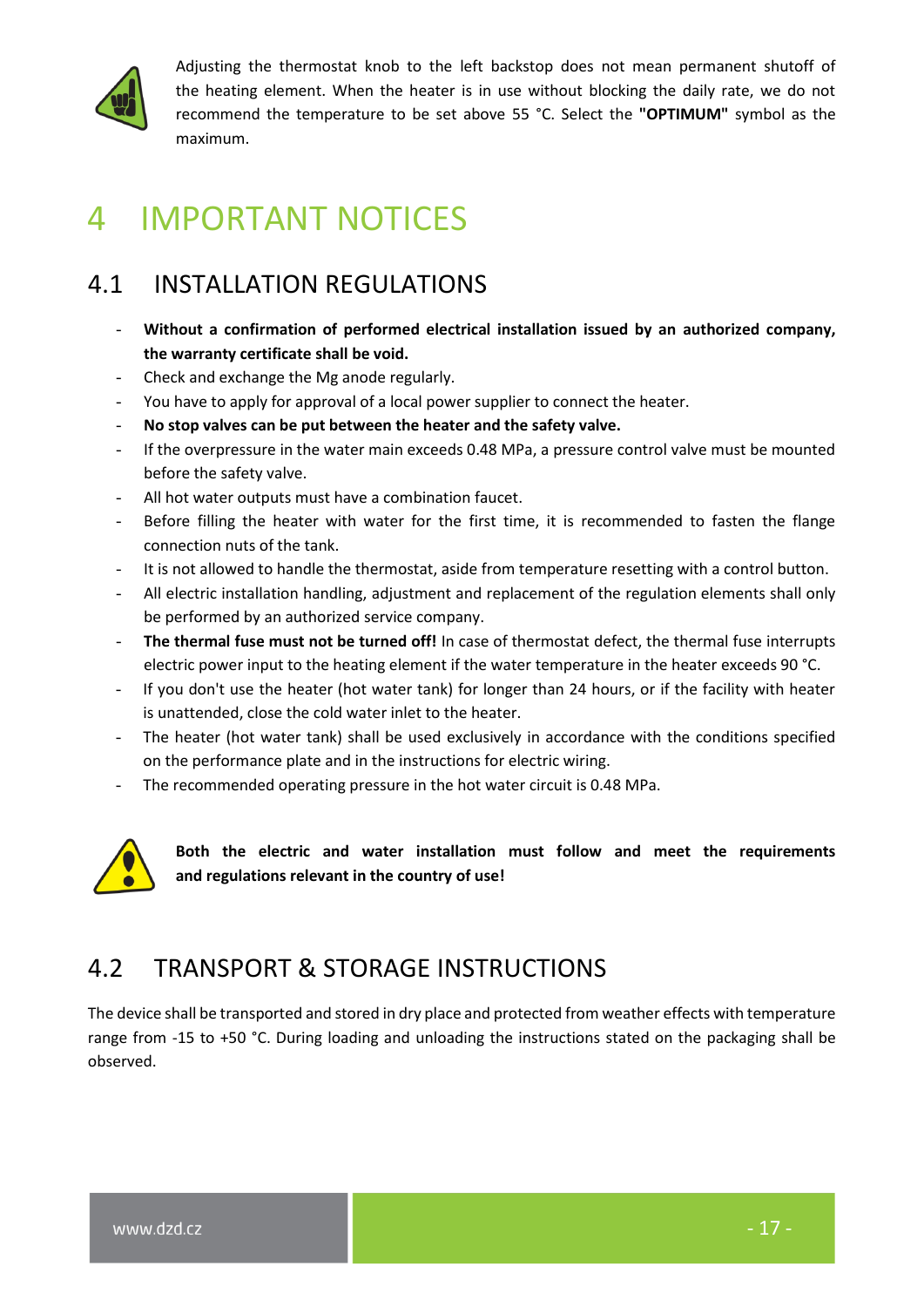Adjusting the thermostat knob to the left backstop does not mean permanent shutoff of the heating element. When the heater is in use without blocking the daily rate, we do not recommend the temperature to be set above 55 °C. Select the **"OPTIMUM"** symbol as the maximum.

# 4 IMPORTANT NOTICES

## 4.1 INSTALLATION REGULATIONS

- **Without a confirmation of performed electrical installation issued by an authorized company, the warranty certificate shall be void.**
- Check and exchange the Mg anode regularly.
- You have to apply for approval of a local power supplier to connect the heater.
- **No stop valves can be put between the heater and the safety valve.**
- If the overpressure in the water main exceeds 0.48 MPa, a pressure control valve must be mounted before the safety valve.
- All hot water outputs must have a combination faucet.
- Before filling the heater with water for the first time, it is recommended to fasten the flange connection nuts of the tank.
- It is not allowed to handle the thermostat, aside from temperature resetting with a control button.
- All electric installation handling, adjustment and replacement of the regulation elements shall only be performed by an authorized service company.
- **The thermal fuse must not be turned off!** In case of thermostat defect, the thermal fuse interrupts electric power input to the heating element if the water temperature in the heater exceeds 90 °C.
- If you don't use the heater (hot water tank) for longer than 24 hours, or if the facility with heater is unattended, close the cold water inlet to the heater.
- The heater (hot water tank) shall be used exclusively in accordance with the conditions specified on the performance plate and in the instructions for electric wiring.
- The recommended operating pressure in the hot water circuit is 0.48 MPa.

**Both the electric and water installation must follow and meet the requirements and regulations relevant in the country of use!**

## 4.2 TRANSPORT & STORAGE INSTRUCTIONS

The device shall be transported and stored in dry place and protected from weather effects with temperature range from -15 to +50 °C. During loading and unloading the instructions stated on the packaging shall be observed.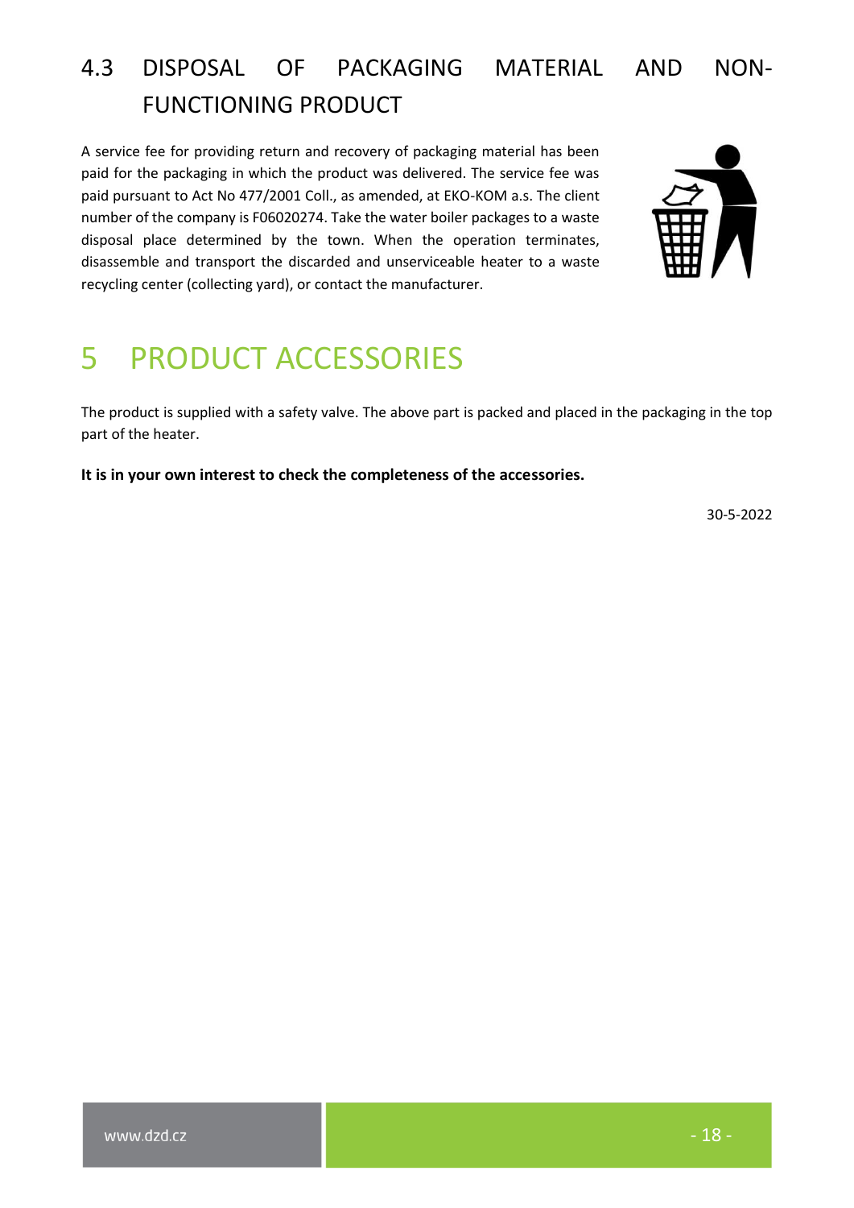## 4.3 DISPOSAL OF PACKAGING MATERIAL AND NON-FUNCTIONING PRODUCT

A service fee for providing return and recovery of packaging material has been paid for the packaging in which the product was delivered. The service fee was paid pursuant to Act No 477/2001 Coll., as amended, at EKO-KOM a.s. The client number of the company is F06020274. Take the water boiler packages to a waste disposal place determined by the town. When the operation terminates, disassemble and transport the discarded and unserviceable heater to a waste recycling center (collecting yard), or contact the manufacturer.

# 5 PRODUCT ACCESSORIES

The product is supplied with a safety valve. The above part is packed and placed in the packaging in the top part of the heater.

**It is in your own interest to check the completeness of the accessories.**

30-5-2022